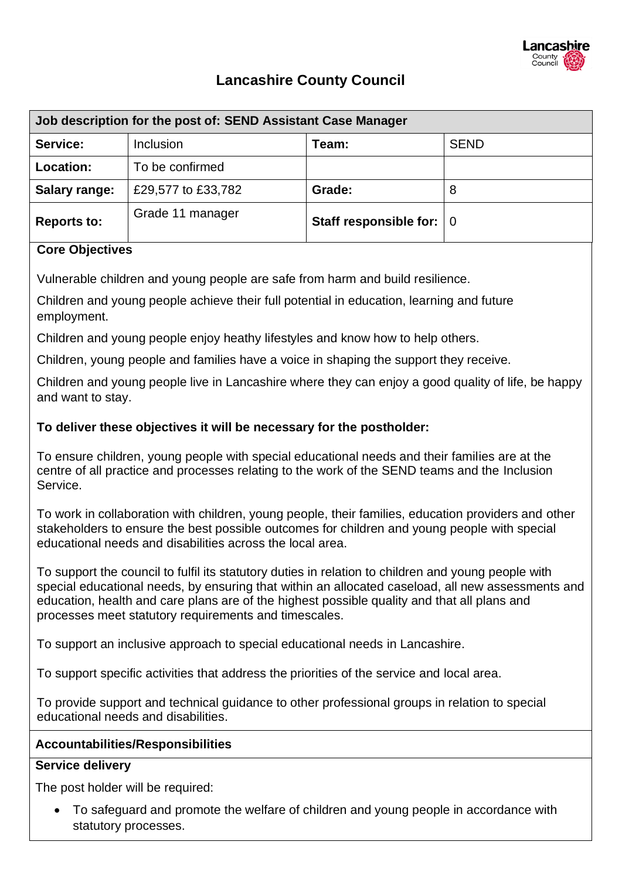# Lancashire County Council

| Job description for the post of: SEND Assistant Case Manager | | | |
|---|---|---|---|
| **Service:** | Inclusion | **Team:** | SEND |
| **Location:** | To be confirmed | | |
| **Salary range:** | £29,577 to £33,782 | **Grade:** | 8 |
| **Reports to:** | Grade 11 manager | **Staff responsible for:** | 0 |

**Core Objectives**

Vulnerable children and young people are safe from harm and build resilience.

Children and young people achieve their full potential in education, learning and future employment.

Children and young people enjoy heathy lifestyles and know how to help others.

Children, young people and families have a voice in shaping the support they receive.

Children and young people live in Lancashire where they can enjoy a good quality of life, be happy and want to stay.

**To deliver these objectives it will be necessary for the postholder:**

To ensure children, young people with special educational needs and their families are at the centre of all practice and processes relating to the work of the SEND teams and the Inclusion Service.

To work in collaboration with children, young people, their families, education providers and other stakeholders to ensure the best possible outcomes for children and young people with special educational needs and disabilities across the local area.

To support the council to fulfil its statutory duties in relation to children and young people with special educational needs, by ensuring that within an allocated caseload, all new assessments and education, health and care plans are of the highest possible quality and that all plans and processes meet statutory requirements and timescales.

To support an inclusive approach to special educational needs in Lancashire.

To support specific activities that address the priorities of the service and local area.

To provide support and technical guidance to other professional groups in relation to special educational needs and disabilities.

**Accountabilities/Responsibilities**

**Service delivery**

The post holder will be required:

- To safeguard and promote the welfare of children and young people in accordance with statutory processes.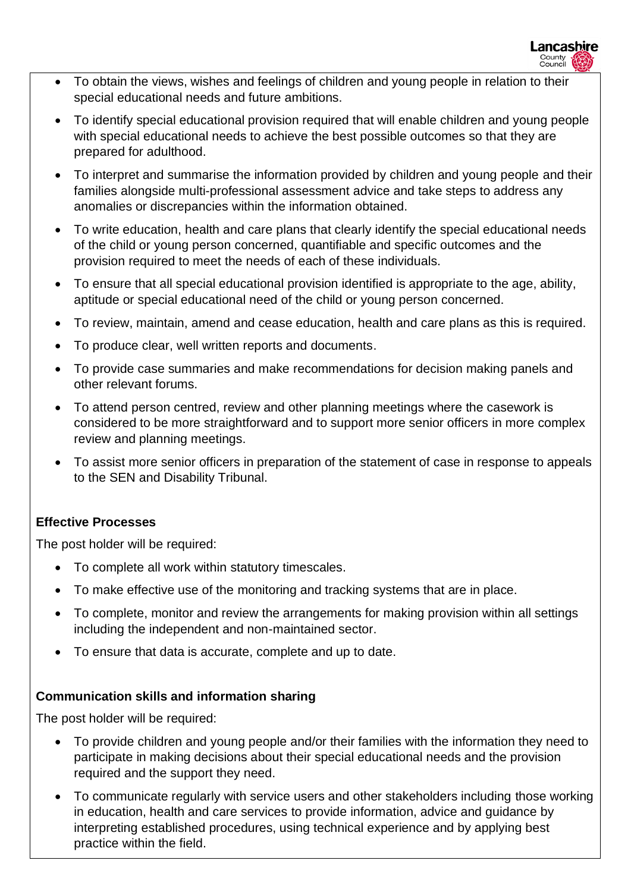- To obtain the views, wishes and feelings of children and young people in relation to their special educational needs and future ambitions.
- To identify special educational provision required that will enable children and young people with special educational needs to achieve the best possible outcomes so that they are prepared for adulthood.
- To interpret and summarise the information provided by children and young people and their families alongside multi-professional assessment advice and take steps to address any anomalies or discrepancies within the information obtained.
- To write education, health and care plans that clearly identify the special educational needs of the child or young person concerned, quantifiable and specific outcomes and the provision required to meet the needs of each of these individuals.
- To ensure that all special educational provision identified is appropriate to the age, ability, aptitude or special educational need of the child or young person concerned.
- To review, maintain, amend and cease education, health and care plans as this is required.
- To produce clear, well written reports and documents.
- To provide case summaries and make recommendations for decision making panels and other relevant forums.
- To attend person centred, review and other planning meetings where the casework is considered to be more straightforward and to support more senior officers in more complex review and planning meetings.
- To assist more senior officers in preparation of the statement of case in response to appeals to the SEN and Disability Tribunal.

**Effective Processes**

The post holder will be required:

- To complete all work within statutory timescales.
- To make effective use of the monitoring and tracking systems that are in place.
- To complete, monitor and review the arrangements for making provision within all settings including the independent and non-maintained sector.
- To ensure that data is accurate, complete and up to date.

**Communication skills and information sharing**

The post holder will be required:

- To provide children and young people and/or their families with the information they need to participate in making decisions about their special educational needs and the provision required and the support they need.
- To communicate regularly with service users and other stakeholders including those working in education, health and care services to provide information, advice and guidance by interpreting established procedures, using technical experience and by applying best practice within the field.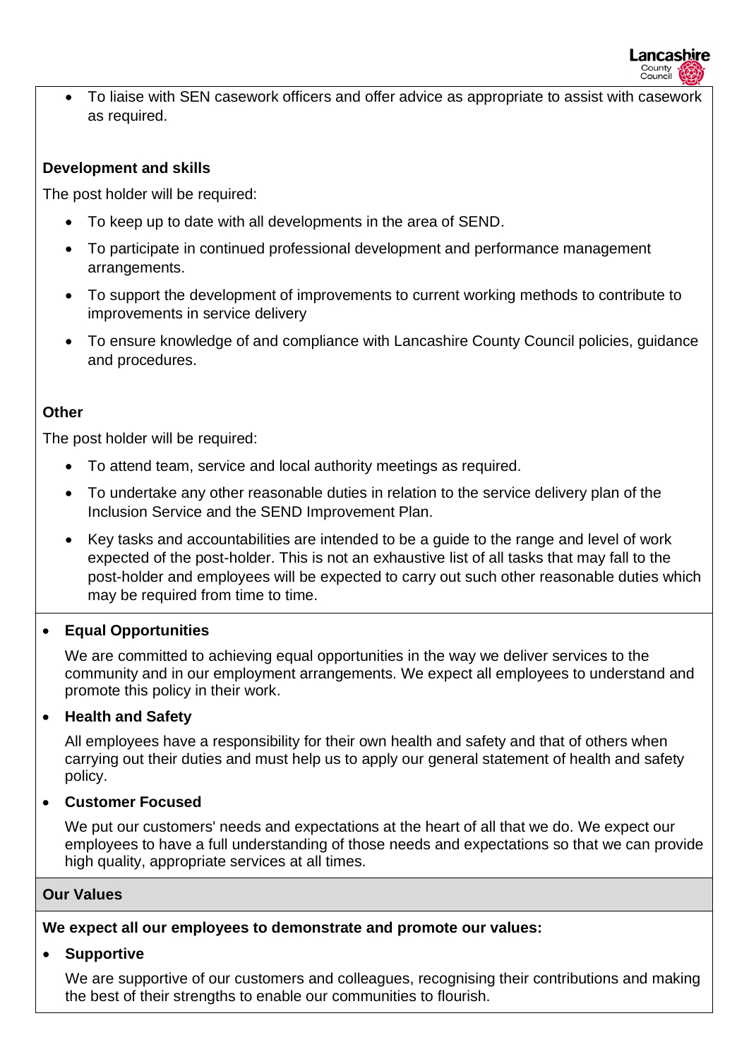- To liaise with SEN casework officers and offer advice as appropriate to assist with casework as required.

**Development and skills**

The post holder will be required:

- To keep up to date with all developments in the area of SEND.
- To participate in continued professional development and performance management arrangements.
- To support the development of improvements to current working methods to contribute to improvements in service delivery
- To ensure knowledge of and compliance with Lancashire County Council policies, guidance and procedures.

**Other**

The post holder will be required:

- To attend team, service and local authority meetings as required.
- To undertake any other reasonable duties in relation to the service delivery plan of the Inclusion Service and the SEND Improvement Plan.
- Key tasks and accountabilities are intended to be a guide to the range and level of work expected of the post-holder. This is not an exhaustive list of all tasks that may fall to the post-holder and employees will be expected to carry out such other reasonable duties which may be required from time to time.

- **Equal Opportunities**

  We are committed to achieving equal opportunities in the way we deliver services to the community and in our employment arrangements. We expect all employees to understand and promote this policy in their work.

- **Health and Safety**

  All employees have a responsibility for their own health and safety and that of others when carrying out their duties and must help us to apply our general statement of health and safety policy.

- **Customer Focused**

  We put our customers' needs and expectations at the heart of all that we do. We expect our employees to have a full understanding of those needs and expectations so that we can provide high quality, appropriate services at all times.

**Our Values**

**We expect all our employees to demonstrate and promote our values:**

- **Supportive**

  We are supportive of our customers and colleagues, recognising their contributions and making the best of their strengths to enable our communities to flourish.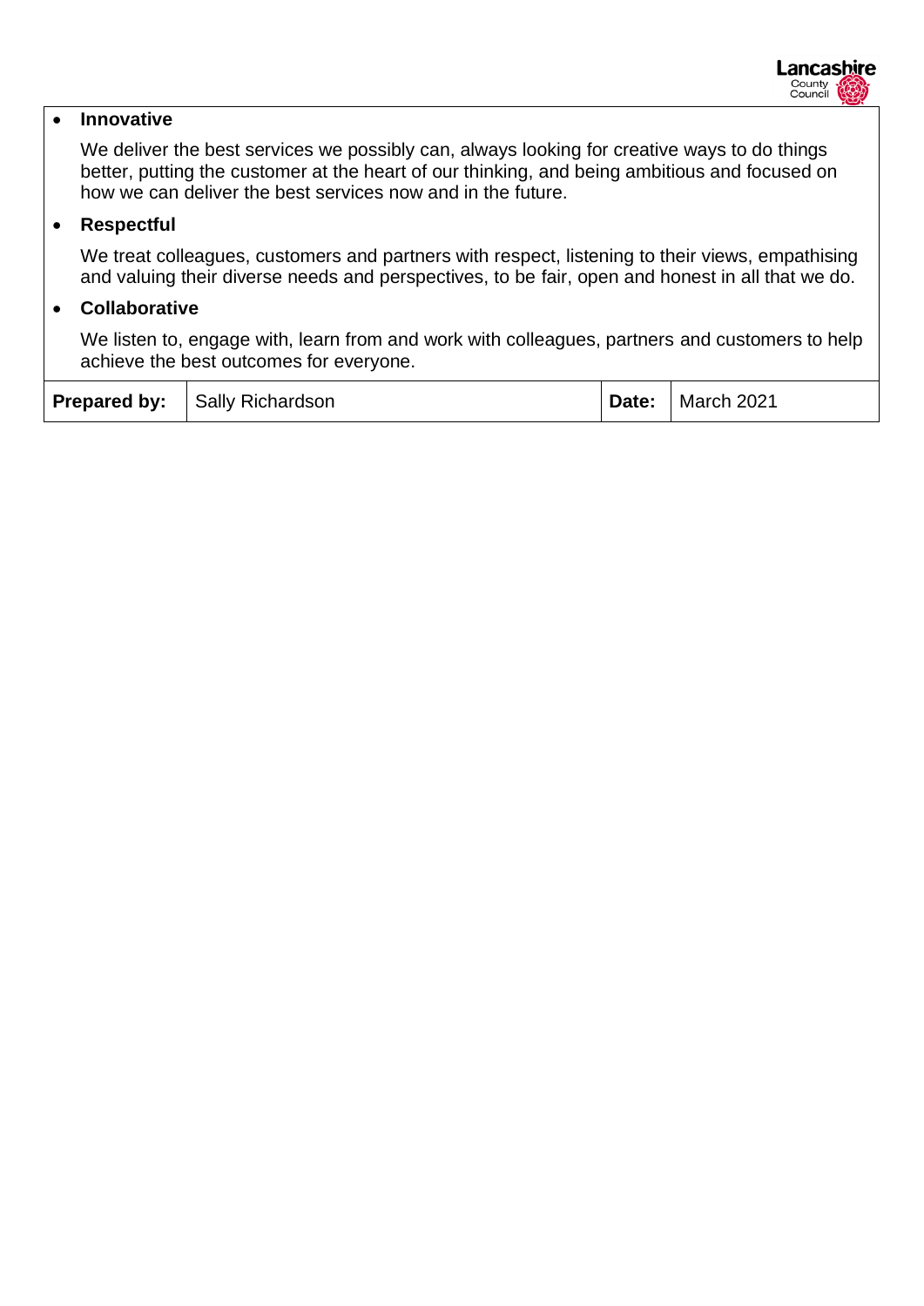- **Innovative**

  We deliver the best services we possibly can, always looking for creative ways to do things better, putting the customer at the heart of our thinking, and being ambitious and focused on how we can deliver the best services now and in the future.

- **Respectful**

  We treat colleagues, customers and partners with respect, listening to their views, empathising and valuing their diverse needs and perspectives, to be fair, open and honest in all that we do.

- **Collaborative**

  We listen to, engage with, learn from and work with colleagues, partners and customers to help achieve the best outcomes for everyone.

| **Prepared by:** | Sally Richardson | **Date:** | March 2021 |
|---|---|---|---|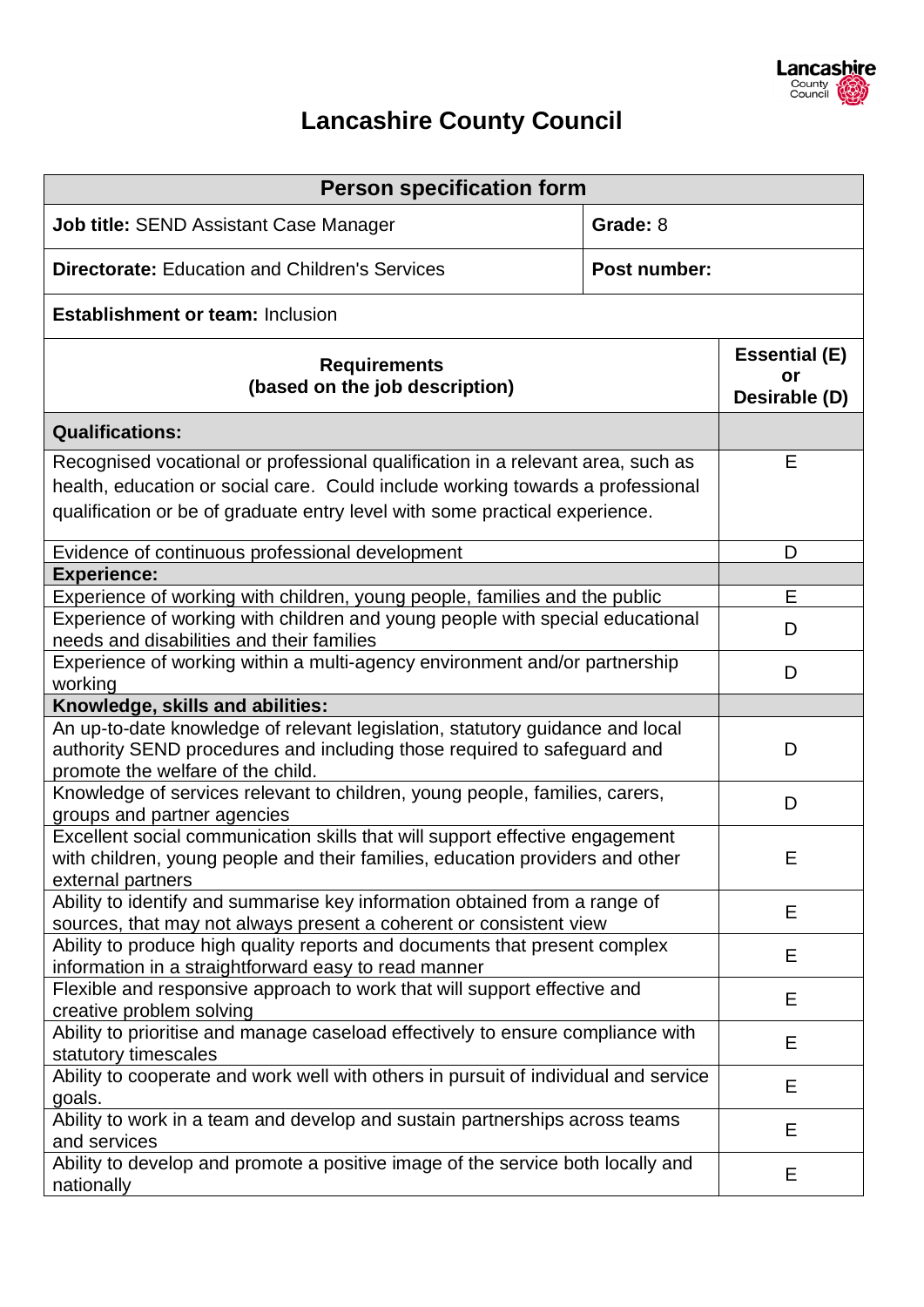# Lancashire County Council

| Person specification form | | |
|---|---|---|
| **Job title:** SEND Assistant Case Manager | **Grade:** 8 | |
| **Directorate:** Education and Children's Services | **Post number:** | |
| **Establishment or team:** Inclusion | | |

| **Requirements (based on the job description)** | **Essential (E) or Desirable (D)** |
|---|---|
| **Qualifications:** | |
| Recognised vocational or professional qualification in a relevant area, such as health, education or social care. Could include working towards a professional qualification or be of graduate entry level with some practical experience. | E |
| Evidence of continuous professional development | D |
| **Experience:** | |
| Experience of working with children, young people, families and the public | E |
| Experience of working with children and young people with special educational needs and disabilities and their families | D |
| Experience of working within a multi-agency environment and/or partnership working | D |
| **Knowledge, skills and abilities:** | |
| An up-to-date knowledge of relevant legislation, statutory guidance and local authority SEND procedures and including those required to safeguard and promote the welfare of the child. | D |
| Knowledge of services relevant to children, young people, families, carers, groups and partner agencies | D |
| Excellent social communication skills that will support effective engagement with children, young people and their families, education providers and other external partners | E |
| Ability to identify and summarise key information obtained from a range of sources, that may not always present a coherent or consistent view | E |
| Ability to produce high quality reports and documents that present complex information in a straightforward easy to read manner | E |
| Flexible and responsive approach to work that will support effective and creative problem solving | E |
| Ability to prioritise and manage caseload effectively to ensure compliance with statutory timescales | E |
| Ability to cooperate and work well with others in pursuit of individual and service goals. | E |
| Ability to work in a team and develop and sustain partnerships across teams and services | E |
| Ability to develop and promote a positive image of the service both locally and nationally | E |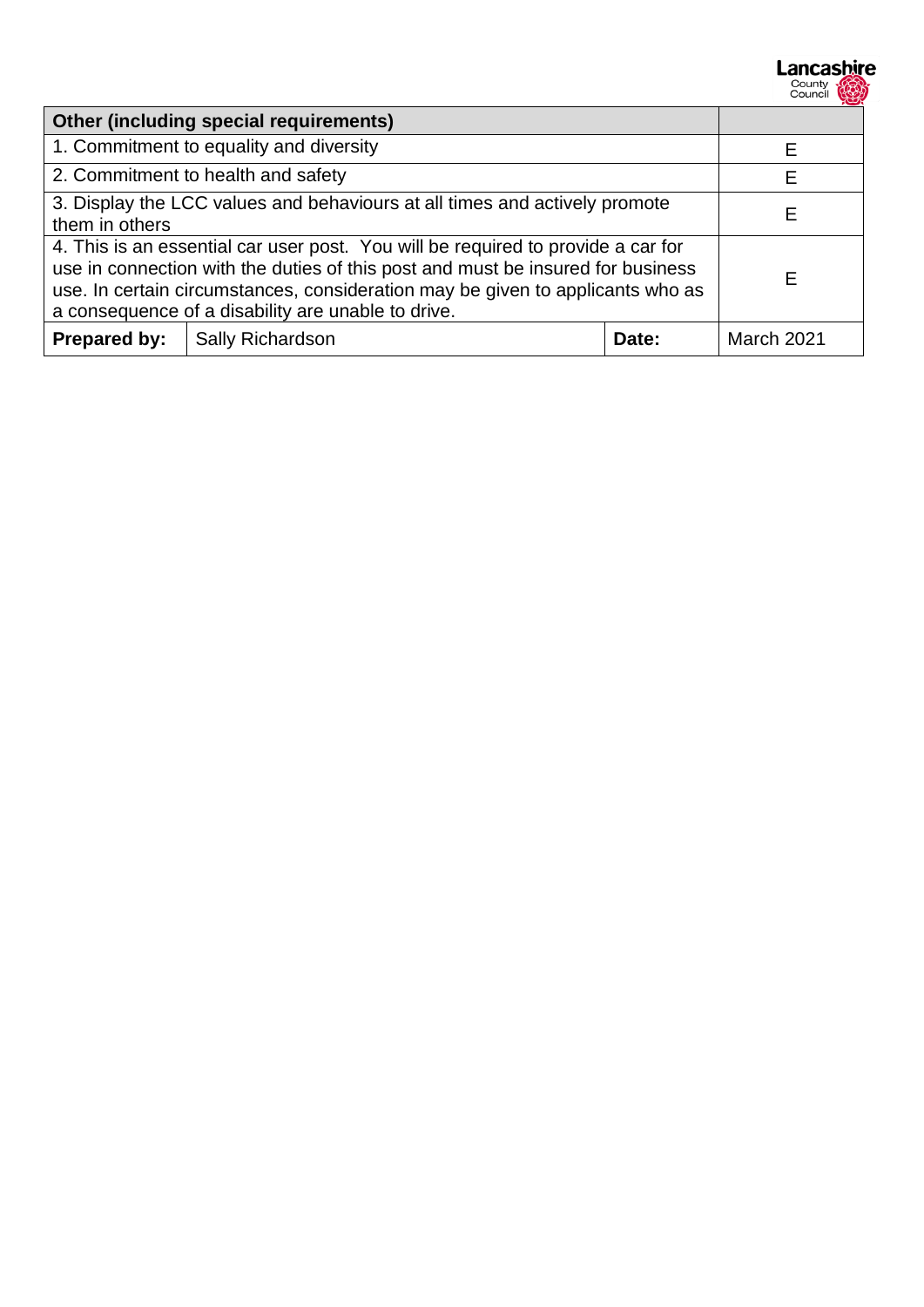| Other (including special requirements) | | | |
|---|---|---|---|
| 1. Commitment to equality and diversity | | | E |
| 2. Commitment to health and safety | | | E |
| 3. Display the LCC values and behaviours at all times and actively promote them in others | | | E |
| 4. This is an essential car user post. You will be required to provide a car for use in connection with the duties of this post and must be insured for business use. In certain circumstances, consideration may be given to applicants who as a consequence of a disability are unable to drive. | | | E |
| **Prepared by:** | Sally Richardson | **Date:** | March 2021 |